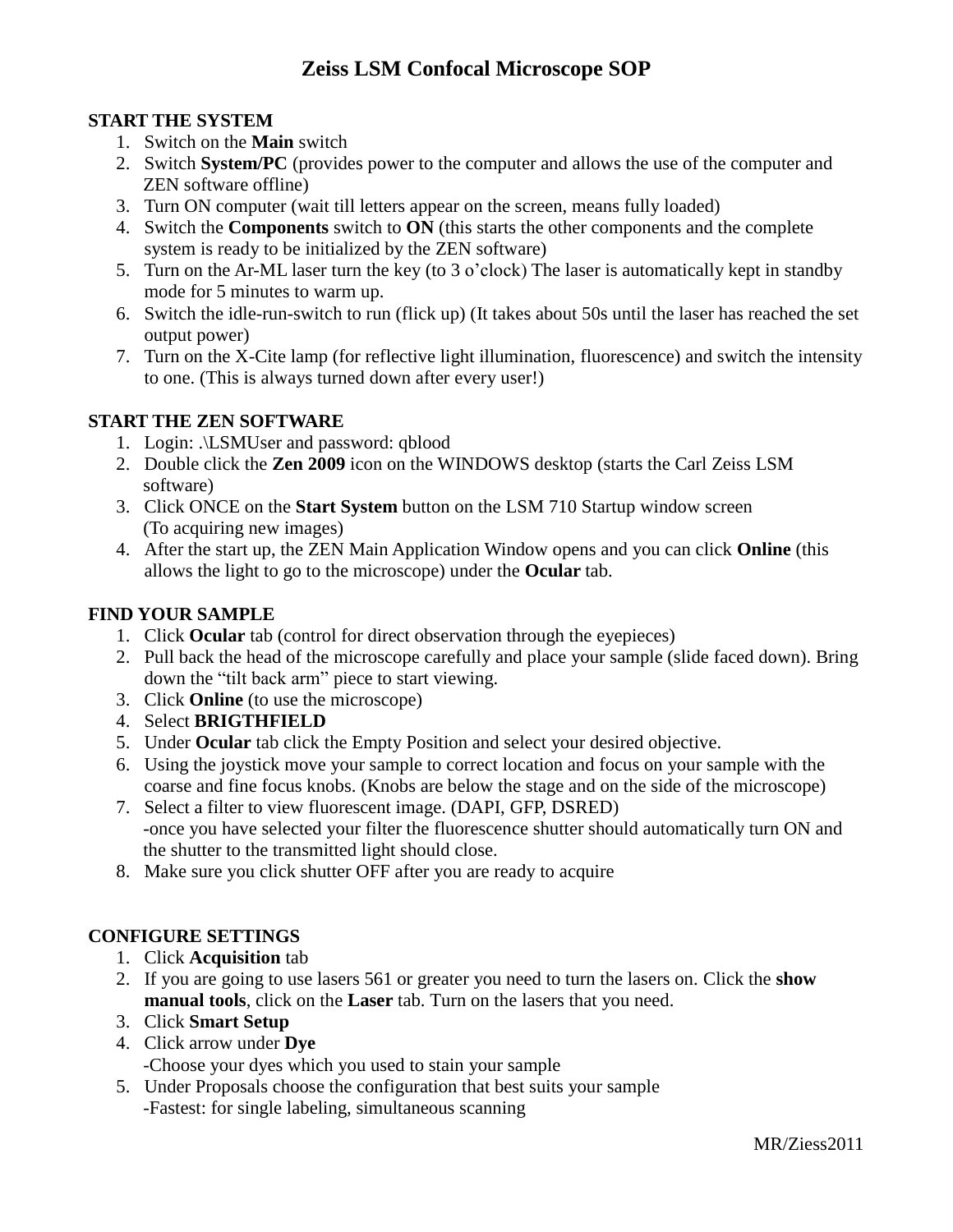# Zeiss LSM Confocal Microscope SOP

**START THE SYSTEM**

1. Switch on the **Main** switch
2. Switch **System/PC** (provides power to the computer and allows the use of the computer and ZEN software offline)
3. Turn ON computer (wait till letters appear on the screen, means fully loaded)
4. Switch the **Components** switch to **ON** (this starts the other components and the complete system is ready to be initialized by the ZEN software)
5. Turn on the Ar-ML laser turn the key (to 3 o'clock) The laser is automatically kept in standby mode for 5 minutes to warm up.
6. Switch the idle-run-switch to run (flick up) (It takes about 50s until the laser has reached the set output power)
7. Turn on the X-Cite lamp (for reflective light illumination, fluorescence) and switch the intensity to one. (This is always turned down after every user!)

**START THE ZEN SOFTWARE**

1. Login: .\LSMUser and password: qblood
2. Double click the **Zen 2009** icon on the WINDOWS desktop (starts the Carl Zeiss LSM software)
3. Click ONCE on the **Start System** button on the LSM 710 Startup window screen (To acquiring new images)
4. After the start up, the ZEN Main Application Window opens and you can click **Online** (this allows the light to go to the microscope) under the **Ocular** tab.

**FIND YOUR SAMPLE**

1. Click **Ocular** tab (control for direct observation through the eyepieces)
2. Pull back the head of the microscope carefully and place your sample (slide faced down). Bring down the "tilt back arm" piece to start viewing.
3. Click **Online** (to use the microscope)
4. Select **BRIGTHFIELD**
5. Under **Ocular** tab click the Empty Position and select your desired objective.
6. Using the joystick move your sample to correct location and focus on your sample with the coarse and fine focus knobs. (Knobs are below the stage and on the side of the microscope)
7. Select a filter to view fluorescent image. (DAPI, GFP, DSRED)
   -once you have selected your filter the fluorescence shutter should automatically turn ON and the shutter to the transmitted light should close.
8. Make sure you click shutter OFF after you are ready to acquire

**CONFIGURE SETTINGS**

1. Click **Acquisition** tab
2. If you are going to use lasers 561 or greater you need to turn the lasers on. Click the **show manual tools**, click on the **Laser** tab. Turn on the lasers that you need.
3. Click **Smart Setup**
4. Click arrow under **Dye**
   -Choose your dyes which you used to stain your sample
5. Under Proposals choose the configuration that best suits your sample
   -Fastest: for single labeling, simultaneous scanning

MR/Ziess2011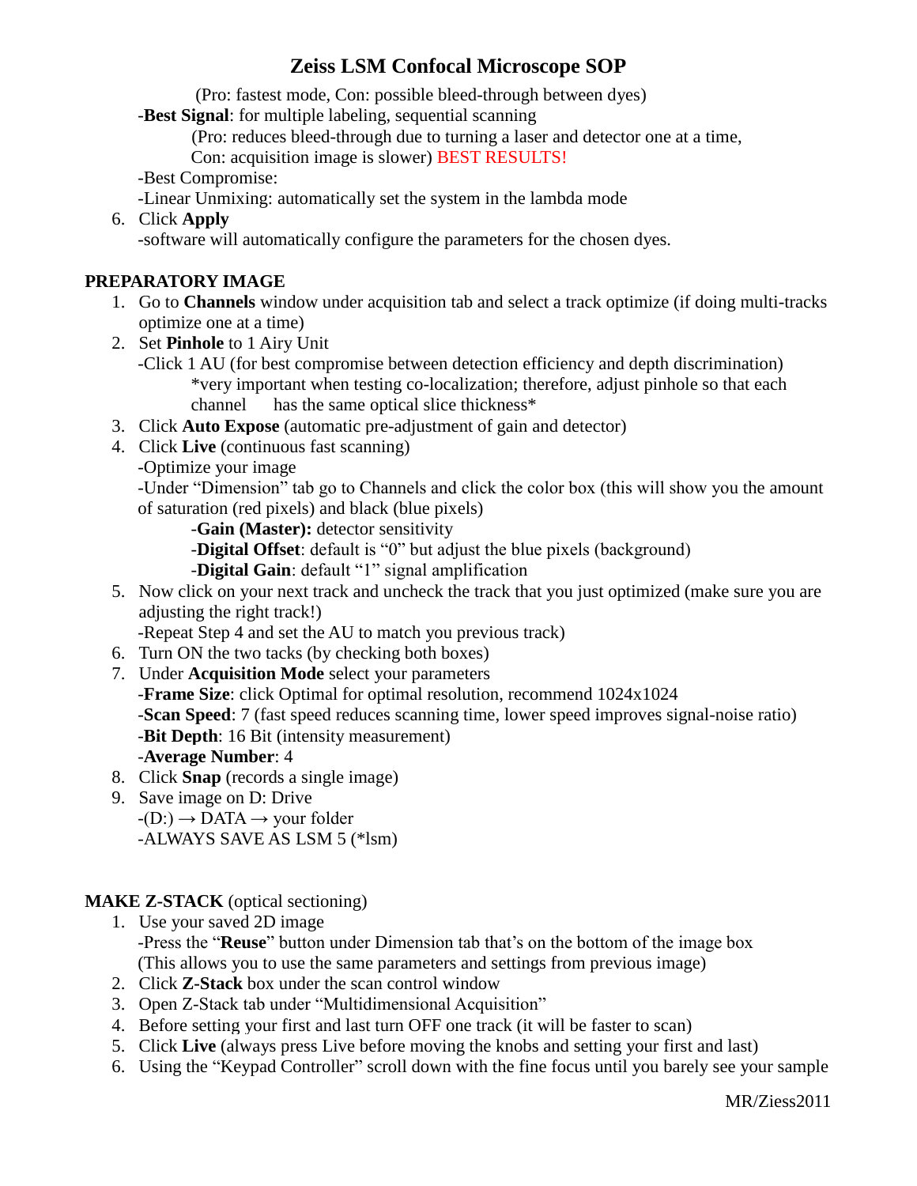(Pro: fastest mode, Con: possible bleed-through between dyes)

-**Best Signal**: for multiple labeling, sequential scanning

(Pro: reduces bleed-through due to turning a laser and detector one at a time, Con: acquisition image is slower) BEST RESULTS!

-Best Compromise:

-Linear Unmixing: automatically set the system in the lambda mode

6. Click **Apply**
   -software will automatically configure the parameters for the chosen dyes.

**PREPARATORY IMAGE**

1. Go to **Channels** window under acquisition tab and select a track optimize (if doing multi-tracks optimize one at a time)
2. Set **Pinhole** to 1 Airy Unit
   -Click 1 AU (for best compromise between detection efficiency and depth discrimination)
   *very important when testing co-localization; therefore, adjust pinhole so that each channel has the same optical slice thickness*
3. Click **Auto Expose** (automatic pre-adjustment of gain and detector)
4. Click **Live** (continuous fast scanning)
   -Optimize your image
   -Under "Dimension" tab go to Channels and click the color box (this will show you the amount of saturation (red pixels) and black (blue pixels)
   -**Gain (Master):** detector sensitivity
   -**Digital Offset**: default is "0" but adjust the blue pixels (background)
   -**Digital Gain**: default "1" signal amplification
5. Now click on your next track and uncheck the track that you just optimized (make sure you are adjusting the right track!)
   -Repeat Step 4 and set the AU to match you previous track)
6. Turn ON the two tacks (by checking both boxes)
7. Under **Acquisition Mode** select your parameters
   -**Frame Size**: click Optimal for optimal resolution, recommend 1024x1024
   -**Scan Speed**: 7 (fast speed reduces scanning time, lower speed improves signal-noise ratio)
   -**Bit Depth**: 16 Bit (intensity measurement)
   -**Average Number**: 4
8. Click **Snap** (records a single image)
9. Save image on D: Drive
   -(D:) → DATA → your folder
   -ALWAYS SAVE AS LSM 5 (*lsm)

**MAKE Z-STACK** (optical sectioning)

1. Use your saved 2D image
   -Press the "**Reuse**" button under Dimension tab that's on the bottom of the image box (This allows you to use the same parameters and settings from previous image)
2. Click **Z-Stack** box under the scan control window
3. Open Z-Stack tab under "Multidimensional Acquisition"
4. Before setting your first and last turn OFF one track (it will be faster to scan)
5. Click **Live** (always press Live before moving the knobs and setting your first and last)
6. Using the "Keypad Controller" scroll down with the fine focus until you barely see your sample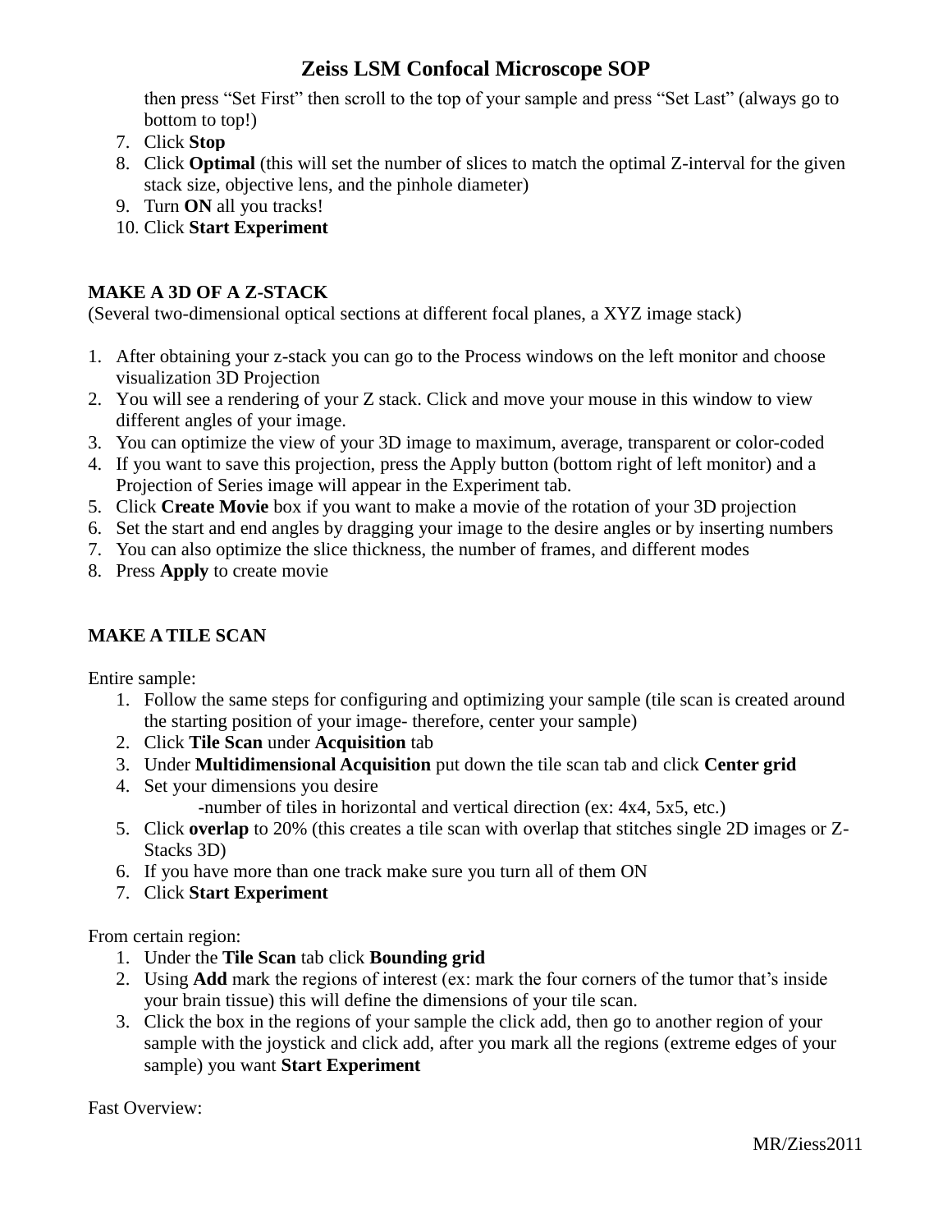then press "Set First" then scroll to the top of your sample and press "Set Last" (always go to bottom to top!)

7. Click **Stop**
8. Click **Optimal** (this will set the number of slices to match the optimal Z-interval for the given stack size, objective lens, and the pinhole diameter)
9. Turn **ON** all you tracks!
10. Click **Start Experiment**

**MAKE A 3D OF A Z-STACK**

(Several two-dimensional optical sections at different focal planes, a XYZ image stack)

1. After obtaining your z-stack you can go to the Process windows on the left monitor and choose visualization 3D Projection
2. You will see a rendering of your Z stack. Click and move your mouse in this window to view different angles of your image.
3. You can optimize the view of your 3D image to maximum, average, transparent or color-coded
4. If you want to save this projection, press the Apply button (bottom right of left monitor) and a Projection of Series image will appear in the Experiment tab.
5. Click **Create Movie** box if you want to make a movie of the rotation of your 3D projection
6. Set the start and end angles by dragging your image to the desire angles or by inserting numbers
7. You can also optimize the slice thickness, the number of frames, and different modes
8. Press **Apply** to create movie

**MAKE A TILE SCAN**

Entire sample:

1. Follow the same steps for configuring and optimizing your sample (tile scan is created around the starting position of your image- therefore, center your sample)
2. Click **Tile Scan** under **Acquisition** tab
3. Under **Multidimensional Acquisition** put down the tile scan tab and click **Center grid**
4. Set your dimensions you desire
   -number of tiles in horizontal and vertical direction (ex: 4x4, 5x5, etc.)
5. Click **overlap** to 20% (this creates a tile scan with overlap that stitches single 2D images or Z-Stacks 3D)
6. If you have more than one track make sure you turn all of them ON
7. Click **Start Experiment**

From certain region:

1. Under the **Tile Scan** tab click **Bounding grid**
2. Using **Add** mark the regions of interest (ex: mark the four corners of the tumor that's inside your brain tissue) this will define the dimensions of your tile scan.
3. Click the box in the regions of your sample the click add, then go to another region of your sample with the joystick and click add, after you mark all the regions (extreme edges of your sample) you want **Start Experiment**

Fast Overview: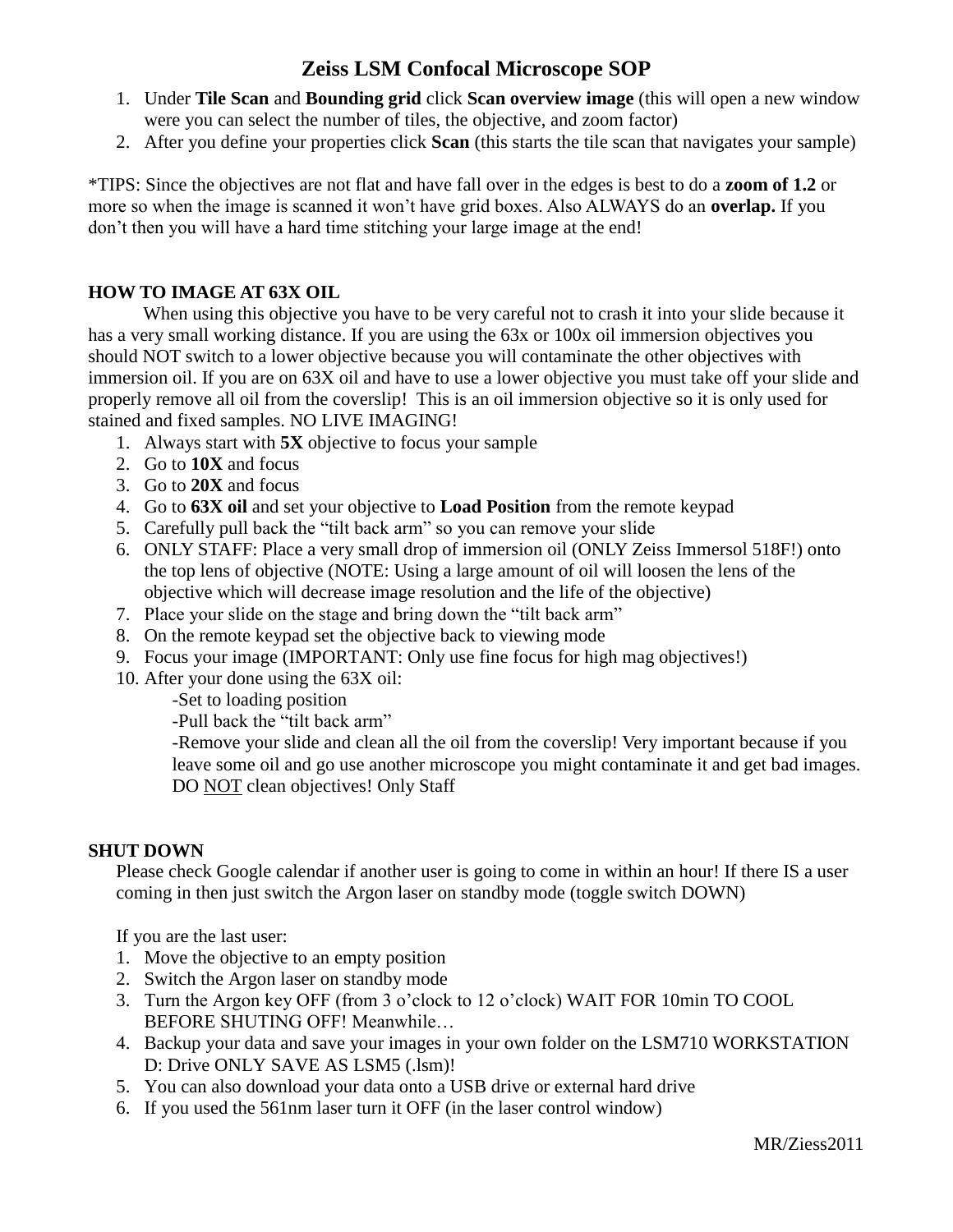# Zeiss LSM Confocal Microscope SOP

1. Under **Tile Scan** and **Bounding grid** click **Scan overview image** (this will open a new window were you can select the number of tiles, the objective, and zoom factor)
2. After you define your properties click **Scan** (this starts the tile scan that navigates your sample)

*TIPS: Since the objectives are not flat and have fall over in the edges is best to do a **zoom of 1.2** or more so when the image is scanned it won't have grid boxes. Also ALWAYS do an **overlap.** If you don't then you will have a hard time stitching your large image at the end!

**HOW TO IMAGE AT 63X OIL**

When using this objective you have to be very careful not to crash it into your slide because it has a very small working distance. If you are using the 63x or 100x oil immersion objectives you should NOT switch to a lower objective because you will contaminate the other objectives with immersion oil. If you are on 63X oil and have to use a lower objective you must take off your slide and properly remove all oil from the coverslip! This is an oil immersion objective so it is only used for stained and fixed samples. NO LIVE IMAGING!

1. Always start with **5X** objective to focus your sample
2. Go to **10X** and focus
3. Go to **20X** and focus
4. Go to **63X oil** and set your objective to **Load Position** from the remote keypad
5. Carefully pull back the "tilt back arm" so you can remove your slide
6. ONLY STAFF: Place a very small drop of immersion oil (ONLY Zeiss Immersol 518F!) onto the top lens of objective (NOTE: Using a large amount of oil will loosen the lens of the objective which will decrease image resolution and the life of the objective)
7. Place your slide on the stage and bring down the "tilt back arm"
8. On the remote keypad set the objective back to viewing mode
9. Focus your image (IMPORTANT: Only use fine focus for high mag objectives!)
10. After your done using the 63X oil:
    - -Set to loading position
    - -Pull back the "tilt back arm"
    - -Remove your slide and clean all the oil from the coverslip! Very important because if you leave some oil and go use another microscope you might contaminate it and get bad images. DO NOT clean objectives! Only Staff

**SHUT DOWN**

Please check Google calendar if another user is going to come in within an hour! If there IS a user coming in then just switch the Argon laser on standby mode (toggle switch DOWN)

If you are the last user:

1. Move the objective to an empty position
2. Switch the Argon laser on standby mode
3. Turn the Argon key OFF (from 3 o'clock to 12 o'clock) WAIT FOR 10min TO COOL BEFORE SHUTING OFF! Meanwhile…
4. Backup your data and save your images in your own folder on the LSM710 WORKSTATION D: Drive ONLY SAVE AS LSM5 (.lsm)!
5. You can also download your data onto a USB drive or external hard drive
6. If you used the 561nm laser turn it OFF (in the laser control window)

MR/Ziess2011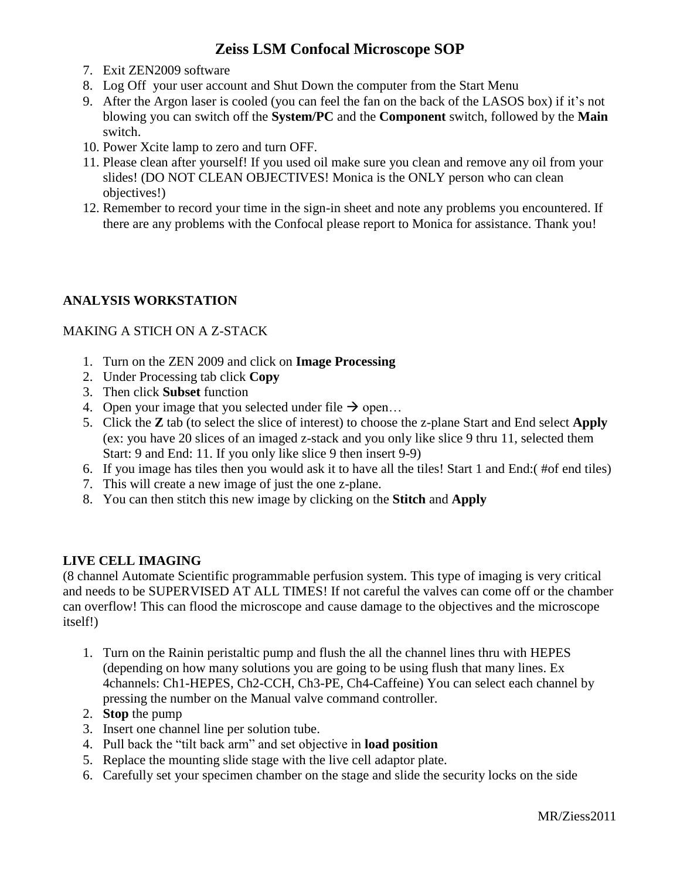7. Exit ZEN2009 software
8. Log Off your user account and Shut Down the computer from the Start Menu
9. After the Argon laser is cooled (you can feel the fan on the back of the LASOS box) if it's not blowing you can switch off the **System/PC** and the **Component** switch, followed by the **Main** switch.
10. Power Xcite lamp to zero and turn OFF.
11. Please clean after yourself! If you used oil make sure you clean and remove any oil from your slides! (DO NOT CLEAN OBJECTIVES! Monica is the ONLY person who can clean objectives!)
12. Remember to record your time in the sign-in sheet and note any problems you encountered. If there are any problems with the Confocal please report to Monica for assistance. Thank you!

**ANALYSIS WORKSTATION**

MAKING A STICH ON A Z-STACK

1. Turn on the ZEN 2009 and click on **Image Processing**
2. Under Processing tab click **Copy**
3. Then click **Subset** function
4. Open your image that you selected under file → open…
5. Click the **Z** tab (to select the slice of interest) to choose the z-plane Start and End select **Apply** (ex: you have 20 slices of an imaged z-stack and you only like slice 9 thru 11, selected them Start: 9 and End: 11. If you only like slice 9 then insert 9-9)
6. If you image has tiles then you would ask it to have all the tiles! Start 1 and End:( #of end tiles)
7. This will create a new image of just the one z-plane.
8. You can then stitch this new image by clicking on the **Stitch** and **Apply**

**LIVE CELL IMAGING**

(8 channel Automate Scientific programmable perfusion system. This type of imaging is very critical and needs to be SUPERVISED AT ALL TIMES! If not careful the valves can come off or the chamber can overflow! This can flood the microscope and cause damage to the objectives and the microscope itself!)

1. Turn on the Rainin peristaltic pump and flush the all the channel lines thru with HEPES (depending on how many solutions you are going to be using flush that many lines. Ex 4channels: Ch1-HEPES, Ch2-CCH, Ch3-PE, Ch4-Caffeine) You can select each channel by pressing the number on the Manual valve command controller.
2. **Stop** the pump
3. Insert one channel line per solution tube.
4. Pull back the "tilt back arm" and set objective in **load position**
5. Replace the mounting slide stage with the live cell adaptor plate.
6. Carefully set your specimen chamber on the stage and slide the security locks on the side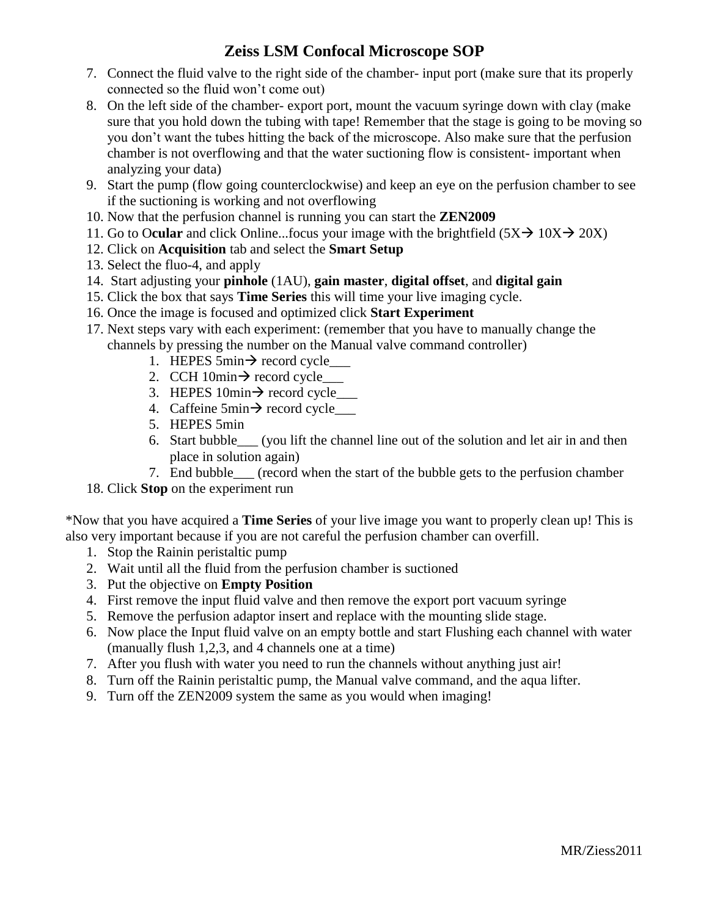# Zeiss LSM Confocal Microscope SOP

7. Connect the fluid valve to the right side of the chamber- input port (make sure that its properly connected so the fluid won't come out)
8. On the left side of the chamber- export port, mount the vacuum syringe down with clay (make sure that you hold down the tubing with tape! Remember that the stage is going to be moving so you don't want the tubes hitting the back of the microscope. Also make sure that the perfusion chamber is not overflowing and that the water suctioning flow is consistent- important when analyzing your data)
9. Start the pump (flow going counterclockwise) and keep an eye on the perfusion chamber to see if the suctioning is working and not overflowing
10. Now that the perfusion channel is running you can start the **ZEN2009**
11. Go to O**cular** and click Online...focus your image with the brightfield (5X→ 10X→ 20X)
12. Click on **Acquisition** tab and select the **Smart Setup**
13. Select the fluo-4, and apply
14. Start adjusting your **pinhole** (1AU), **gain master**, **digital offset**, and **digital gain**
15. Click the box that says **Time Series** this will time your live imaging cycle.
16. Once the image is focused and optimized click **Start Experiment**
17. Next steps vary with each experiment: (remember that you have to manually change the channels by pressing the number on the Manual valve command controller)
    1. HEPES 5min→ record cycle___
    2. CCH 10min→ record cycle___
    3. HEPES 10min→ record cycle___
    4. Caffeine 5min→ record cycle___
    5. HEPES 5min
    6. Start bubble___ (you lift the channel line out of the solution and let air in and then place in solution again)
    7. End bubble___ (record when the start of the bubble gets to the perfusion chamber
18. Click **Stop** on the experiment run

*Now that you have acquired a **Time Series** of your live image you want to properly clean up! This is also very important because if you are not careful the perfusion chamber can overfill.

1. Stop the Rainin peristaltic pump
2. Wait until all the fluid from the perfusion chamber is suctioned
3. Put the objective on **Empty Position**
4. First remove the input fluid valve and then remove the export port vacuum syringe
5. Remove the perfusion adaptor insert and replace with the mounting slide stage.
6. Now place the Input fluid valve on an empty bottle and start Flushing each channel with water (manually flush 1,2,3, and 4 channels one at a time)
7. After you flush with water you need to run the channels without anything just air!
8. Turn off the Rainin peristaltic pump, the Manual valve command, and the aqua lifter.
9. Turn off the ZEN2009 system the same as you would when imaging!

MR/Ziess2011